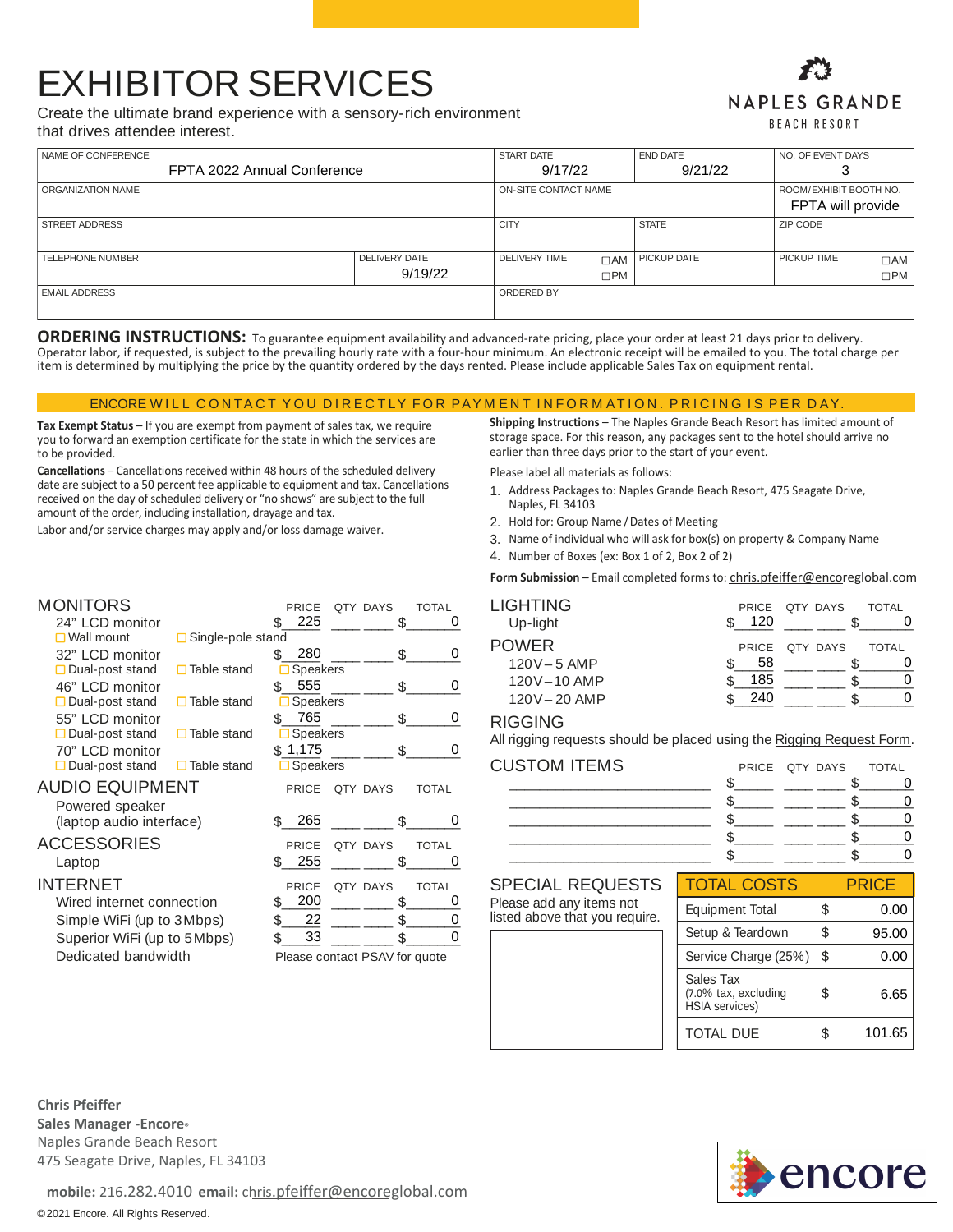# EXHIBITOR SERVICES

Create the ultimate brand experience with a sensory-rich environment that drives attendee interest.

NAPLES GRANDE
BEACH RESORT

| NAME OF CONFERENCE | | START DATE | END DATE | NO. OF EVENT DAYS |
|---|---|---|---|---|
| FPTA 2022 Annual Conference | | 9/17/22 | 9/21/22 | 3 |
| ORGANIZATION NAME | | ON-SITE CONTACT NAME | | ROOM/EXHIBIT BOOTH NO. FPTA will provide |
| STREET ADDRESS | | CITY | STATE | ZIP CODE |
| TELEPHONE NUMBER | DELIVERY DATE 9/19/22 | DELIVERY TIME ☐AM ☐PM | PICKUP DATE | PICKUP TIME ☐AM ☐PM |
| EMAIL ADDRESS | | ORDERED BY | | |

**ORDERING INSTRUCTIONS:** To guarantee equipment availability and advanced-rate pricing, place your order at least 21 days prior to delivery. Operator labor, if requested, is subject to the prevailing hourly rate with a four-hour minimum. An electronic receipt will be emailed to you. The total charge per item is determined by multiplying the price by the quantity ordered by the days rented. Please include applicable Sales Tax on equipment rental.

ENCORE WILL CONTACT YOU DIRECTLY FOR PAYMENT INFORMATION. PRICING IS PER DAY.

**Tax Exempt Status** – If you are exempt from payment of sales tax, we require you to forward an exemption certificate for the state in which the services are to be provided.

**Cancellations** – Cancellations received within 48 hours of the scheduled delivery date are subject to a 50 percent fee applicable to equipment and tax. Cancellations received on the day of scheduled delivery or "no shows" are subject to the full amount of the order, including installation, drayage and tax.

Labor and/or service charges may apply and/or loss damage waiver.

**Shipping Instructions** – The Naples Grande Beach Resort has limited amount of storage space. For this reason, any packages sent to the hotel should arrive no earlier than three days prior to the start of your event.

Please label all materials as follows:

1. Address Packages to: Naples Grande Beach Resort, 475 Seagate Drive, Naples, FL 34103
2. Hold for: Group Name / Dates of Meeting
3. Name of individual who will ask for box(s) on property & Company Name
4. Number of Boxes (ex: Box 1 of 2, Box 2 of 2)

**Form Submission** – Email completed forms to: chris.pfeiffer@encoreglobal.com

## MONITORS

| Item | Options | PRICE | QTY | DAYS | TOTAL |
|---|---|---|---|---|---|
| 24" LCD monitor | ☐ Wall mount ☐ Single-pole stand | $ 225 | | | $ 0 |
| 32" LCD monitor | ☐ Dual-post stand ☐ Table stand ☐ Speakers | $ 280 | | | $ 0 |
| 46" LCD monitor | ☐ Dual-post stand ☐ Table stand ☐ Speakers | $ 555 | | | $ 0 |
| 55" LCD monitor | ☐ Dual-post stand ☐ Table stand ☐ Speakers | $ 765 | | | $ 0 |
| 70" LCD monitor | ☐ Dual-post stand ☐ Table stand ☐ Speakers | $ 1,175 | | | $ 0 |

## AUDIO EQUIPMENT

| Item | PRICE | QTY | DAYS | TOTAL |
|---|---|---|---|---|
| Powered speaker (laptop audio interface) | $ 265 | | | $ 0 |

## ACCESSORIES

| Item | PRICE | QTY | DAYS | TOTAL |
|---|---|---|---|---|
| Laptop | $ 255 | | | $ 0 |

## INTERNET

| Item | PRICE | QTY | DAYS | TOTAL |
|---|---|---|---|---|
| Wired internet connection | $ 200 | | | $ 0 |
| Simple WiFi (up to 3Mbps) | $ 22 | | | $ 0 |
| Superior WiFi (up to 5Mbps) | $ 33 | | | $ 0 |
| Dedicated bandwidth | Please contact PSAV for quote | | | |

## LIGHTING

| Item | PRICE | QTY | DAYS | TOTAL |
|---|---|---|---|---|
| Up-light | $ 120 | | | $ 0 |

## POWER

| Item | PRICE | QTY | DAYS | TOTAL |
|---|---|---|---|---|
| 120V – 5 AMP | $ 58 | | | $ 0 |
| 120V – 10 AMP | $ 185 | | | $ 0 |
| 120V – 20 AMP | $ 240 | | | $ 0 |

## RIGGING

All rigging requests should be placed using the Rigging Request Form.

## CUSTOM ITEMS

| Item | PRICE | QTY | DAYS | TOTAL |
|---|---|---|---|---|
| | $ | | | $ 0 |
| | $ | | | $ 0 |
| | $ | | | $ 0 |
| | $ | | | $ 0 |
| | $ | | | $ 0 |

## SPECIAL REQUESTS

Please add any items not listed above that you require.

| TOTAL COSTS | | PRICE |
|---|---|---|
| Equipment Total | $ | 0.00 |
| Setup & Teardown | $ | 95.00 |
| Service Charge (25%) | $ | 0.00 |
| Sales Tax (7.0% tax, excluding HSIA services) | $ | 6.65 |
| TOTAL DUE | $ | 101.65 |

**Chris Pfeiffer**
**Sales Manager -Encore®**
Naples Grande Beach Resort
475 Seagate Drive, Naples, FL 34103

**mobile:** 216.282.4010 **email:** chris.pfeiffer@encoreglobal.com

encore

©2021 Encore. All Rights Reserved.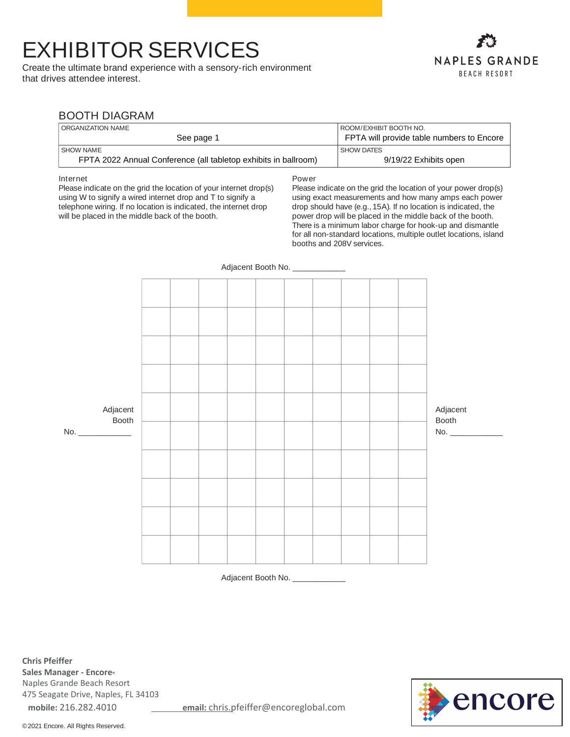# EXHIBITOR SERVICES

Create the ultimate brand experience with a sensory-rich environment that drives attendee interest.

NAPLES GRANDE
BEACH RESORT

## BOOTH DIAGRAM

| ORGANIZATION NAME | ROOM/EXHIBIT BOOTH NO. |
|---|---|
| See page 1 | FPTA will provide table numbers to Encore |
| SHOW NAME | SHOW DATES |
| FPTA 2022 Annual Conference (all tabletop exhibits in ballroom) | 9/19/22 Exhibits open |

**Internet**
Please indicate on the grid the location of your internet drop(s) using W to signify a wired internet drop and T to signify a telephone wiring. If no location is indicated, the internet drop will be placed in the middle back of the booth.

**Power**
Please indicate on the grid the location of your power drop(s) using exact measurements and how many amps each power drop should have (e.g., 15A). If no location is indicated, the power drop will be placed in the middle back of the booth. There is a minimum labor charge for hook-up and dismantle for all non-standard locations, multiple outlet locations, island booths and 208V services.

Adjacent Booth No. ____________

Adjacent Booth No. ____________

Adjacent Booth No. ____________

Adjacent Booth No. ____________

**Chris Pfeiffer**
**Sales Manager - Encore®**
Naples Grande Beach Resort
475 Seagate Drive, Naples, FL 34103
**mobile:** 216.282.4010 **email:** chris.pfeiffer@encoreglobal.com

encore

©2021 Encore. All Rights Reserved.